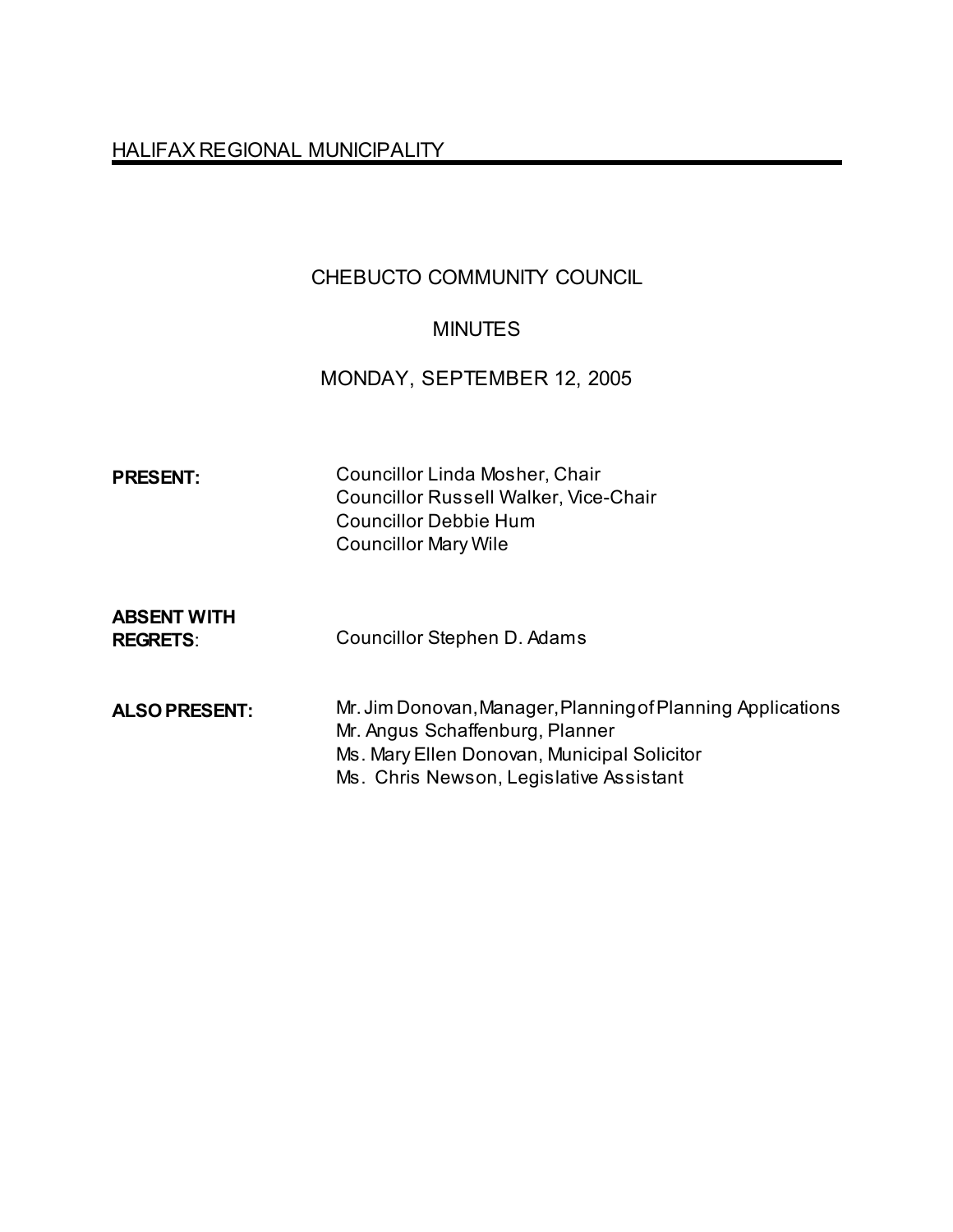HALIFAX REGIONAL MUNICIPALITY

# CHEBUCTO COMMUNITY COUNCIL

## MINUTES

## MONDAY, SEPTEMBER 12, 2005

**PRESENT:**
Councillor Linda Mosher, Chair
Councillor Russell Walker, Vice-Chair
Councillor Debbie Hum
Councillor Mary Wile

**ABSENT WITH REGRETS**:
Councillor Stephen D. Adams

**ALSO PRESENT:**
Mr. Jim Donovan, Manager, Planning of Planning Applications
Mr. Angus Schaffenburg, Planner
Ms. Mary Ellen Donovan, Municipal Solicitor
Ms. Chris Newson, Legislative Assistant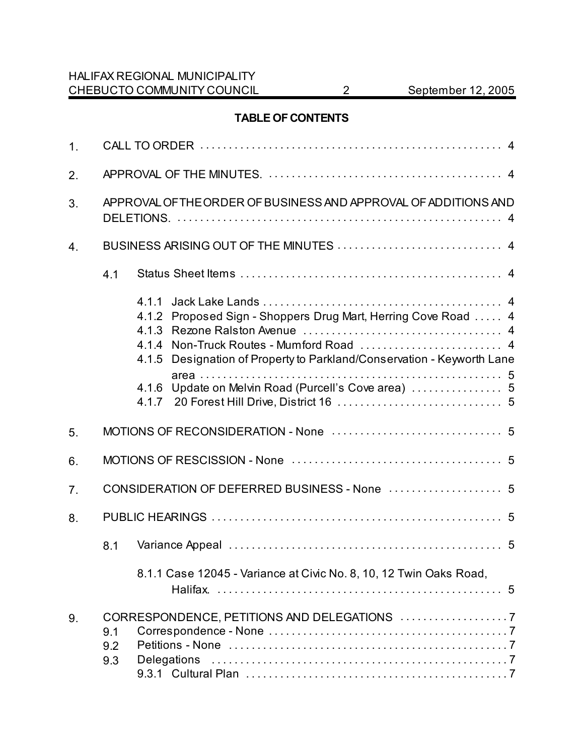**TABLE OF CONTENTS**

1. CALL TO ORDER . . . . . . . . . . . . . . . . . . . . . . . . . . . . . . . . . . . . . . . . . . . . . . . . . . . . 4

2. APPROVAL OF THE MINUTES. . . . . . . . . . . . . . . . . . . . . . . . . . . . . . . . . . . . . . . . . . 4

3. APPROVAL OF THE ORDER OF BUSINESS AND APPROVAL OF ADDITIONS AND DELETIONS. . . . . . . . . . . . . . . . . . . . . . . . . . . . . . . . . . . . . . . . . . . . . . . . . . . . . . . . . . 4

4. BUSINESS ARISING OUT OF THE MINUTES . . . . . . . . . . . . . . . . . . . . . . . . . . . . . 4

   4.1 Status Sheet Items . . . . . . . . . . . . . . . . . . . . . . . . . . . . . . . . . . . . . . . . . . . . . . 4

   4.1.1 Jack Lake Lands . . . . . . . . . . . . . . . . . . . . . . . . . . . . . . . . . . . . . . . . . . 4
   4.1.2 Proposed Sign - Shoppers Drug Mart, Herring Cove Road . . . . . 4
   4.1.3 Rezone Ralston Avenue . . . . . . . . . . . . . . . . . . . . . . . . . . . . . . . . . . . 4
   4.1.4 Non-Truck Routes - Mumford Road . . . . . . . . . . . . . . . . . . . . . . . . . 4
   4.1.5 Designation of Property to Parkland/Conservation - Keyworth Lane area . . . . . . . . . . . . . . . . . . . . . . . . . . . . . . . . . . . . . . . . . . . . . . . . . . . . . 5
   4.1.6 Update on Melvin Road (Purcell's Cove area) . . . . . . . . . . . . . . . . 5
   4.1.7 20 Forest Hill Drive, District 16 . . . . . . . . . . . . . . . . . . . . . . . . . . . . . 5

5. MOTIONS OF RECONSIDERATION - None . . . . . . . . . . . . . . . . . . . . . . . . . . . . . . 5

6. MOTIONS OF RESCISSION - None . . . . . . . . . . . . . . . . . . . . . . . . . . . . . . . . . . . . . 5

7. CONSIDERATION OF DEFERRED BUSINESS - None . . . . . . . . . . . . . . . . . . . . 5

8. PUBLIC HEARINGS . . . . . . . . . . . . . . . . . . . . . . . . . . . . . . . . . . . . . . . . . . . . . . . . . . . 5

   8.1 Variance Appeal . . . . . . . . . . . . . . . . . . . . . . . . . . . . . . . . . . . . . . . . . . . . . . . . 5

   8.1.1 Case 12045 - Variance at Civic No. 8, 10, 12 Twin Oaks Road, Halifax. . . . . . . . . . . . . . . . . . . . . . . . . . . . . . . . . . . . . . . . . . . . . . . . . . . . 5

9. CORRESPONDENCE, PETITIONS AND DELEGATIONS . . . . . . . . . . . . . . . . . . . 7
   9.1 Correspondence - None . . . . . . . . . . . . . . . . . . . . . . . . . . . . . . . . . . . . . . . . . . 7
   9.2 Petitions - None . . . . . . . . . . . . . . . . . . . . . . . . . . . . . . . . . . . . . . . . . . . . . . . . 7
   9.3 Delegations . . . . . . . . . . . . . . . . . . . . . . . . . . . . . . . . . . . . . . . . . . . . . . . . . . . 7
   9.3.1 Cultural Plan . . . . . . . . . . . . . . . . . . . . . . . . . . . . . . . . . . . . . . . . . . . . . . 7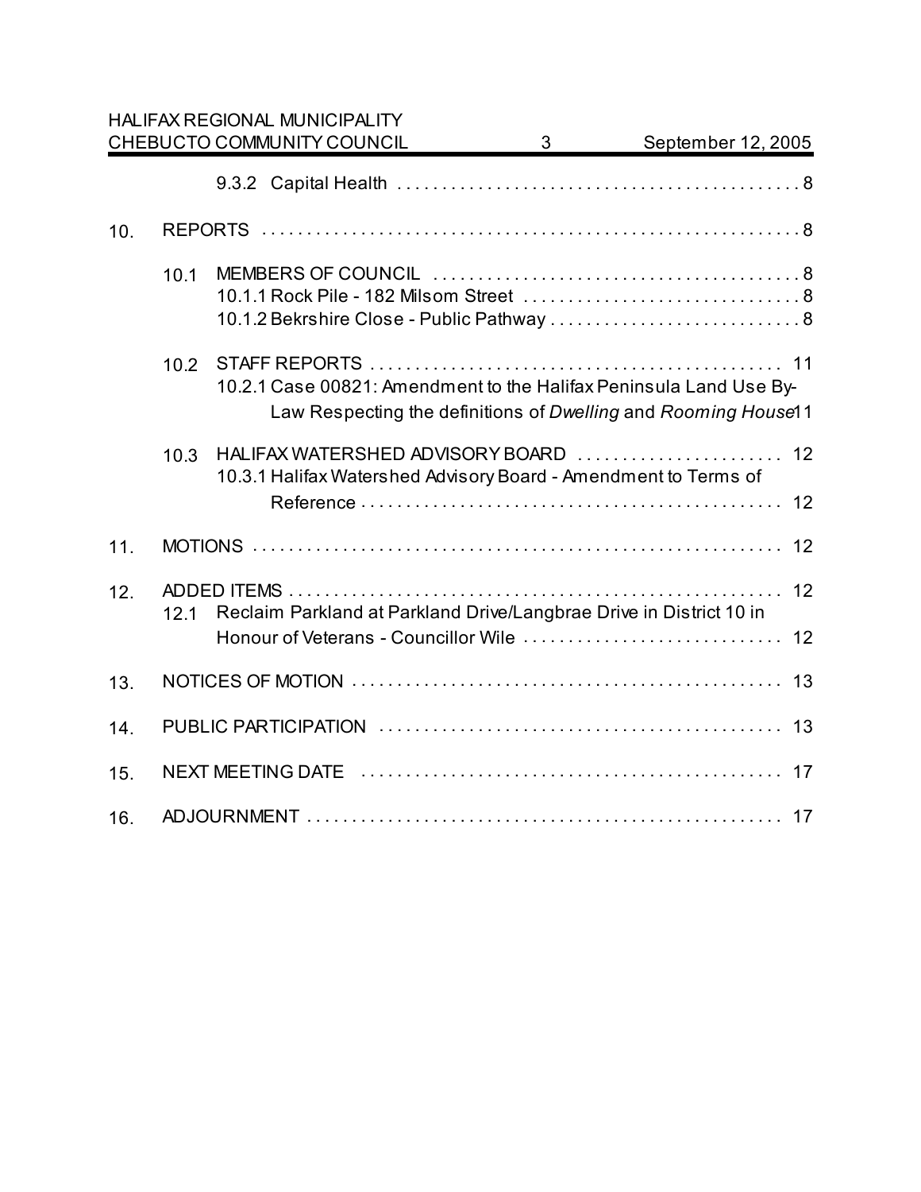9.3.2 Capital Health . . . . . . . . . . . . . . . . . . . . . . . . . . . . . . . . . . . . . . . . . . . . . 8

10. REPORTS . . . . . . . . . . . . . . . . . . . . . . . . . . . . . . . . . . . . . . . . . . . . . . . . . . . . . . . . . . . . . 8

10.1 MEMBERS OF COUNCIL . . . . . . . . . . . . . . . . . . . . . . . . . . . . . . . . . . . . . . . . . 8
10.1.1 Rock Pile - 182 Milsom Street . . . . . . . . . . . . . . . . . . . . . . . . . . . . . . . 8
10.1.2 Bekrshire Close - Public Pathway . . . . . . . . . . . . . . . . . . . . . . . . . . . . 8

10.2 STAFF REPORTS . . . . . . . . . . . . . . . . . . . . . . . . . . . . . . . . . . . . . . . . . . . . . . 11
10.2.1 Case 00821: Amendment to the Halifax Peninsula Land Use By-Law Respecting the definitions of *Dwelling* and *Rooming House* 11

10.3 HALIFAX WATERSHED ADVISORY BOARD . . . . . . . . . . . . . . . . . . . . . . . 12
10.3.1 Halifax Watershed Advisory Board - Amendment to Terms of Reference . . . . . . . . . . . . . . . . . . . . . . . . . . . . . . . . . . . . . . . . . . . . . . . 12

11. MOTIONS . . . . . . . . . . . . . . . . . . . . . . . . . . . . . . . . . . . . . . . . . . . . . . . . . . . . . . . . . . . . 12

12. ADDED ITEMS . . . . . . . . . . . . . . . . . . . . . . . . . . . . . . . . . . . . . . . . . . . . . . . . . . . . . . . 12
12.1 Reclaim Parkland at Parkland Drive/Langbrae Drive in District 10 in Honour of Veterans - Councillor Wile . . . . . . . . . . . . . . . . . . . . . . . . . . . . . 12

13. NOTICES OF MOTION . . . . . . . . . . . . . . . . . . . . . . . . . . . . . . . . . . . . . . . . . . . . . . . . 13

14. PUBLIC PARTICIPATION . . . . . . . . . . . . . . . . . . . . . . . . . . . . . . . . . . . . . . . . . . . . . 13

15. NEXT MEETING DATE . . . . . . . . . . . . . . . . . . . . . . . . . . . . . . . . . . . . . . . . . . . . . . . 17

16. ADJOURNMENT . . . . . . . . . . . . . . . . . . . . . . . . . . . . . . . . . . . . . . . . . . . . . . . . . . . . . 17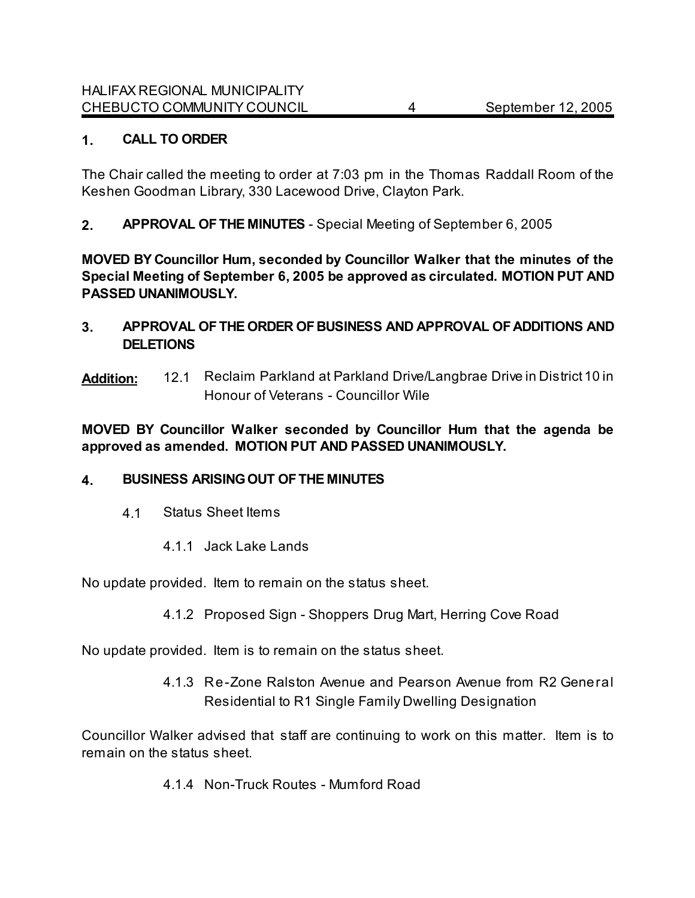## 1. CALL TO ORDER

The Chair called the meeting to order at 7:03 pm in the Thomas Raddall Room of the Keshen Goodman Library, 330 Lacewood Drive, Clayton Park.

## 2. APPROVAL OF THE MINUTES - Special Meeting of September 6, 2005

**MOVED BY Councillor Hum, seconded by Councillor Walker that the minutes of the Special Meeting of September 6, 2005 be approved as circulated. MOTION PUT AND PASSED UNANIMOUSLY.**

## 3. APPROVAL OF THE ORDER OF BUSINESS AND APPROVAL OF ADDITIONS AND DELETIONS

**Addition:** 12.1 Reclaim Parkland at Parkland Drive/Langbrae Drive in District 10 in Honour of Veterans - Councillor Wile

**MOVED BY Councillor Walker seconded by Councillor Hum that the agenda be approved as amended. MOTION PUT AND PASSED UNANIMOUSLY.**

## 4. BUSINESS ARISING OUT OF THE MINUTES

4.1 Status Sheet Items

4.1.1 Jack Lake Lands

No update provided. Item to remain on the status sheet.

4.1.2 Proposed Sign - Shoppers Drug Mart, Herring Cove Road

No update provided. Item is to remain on the status sheet.

4.1.3 Re-Zone Ralston Avenue and Pearson Avenue from R2 General Residential to R1 Single Family Dwelling Designation

Councillor Walker advised that staff are continuing to work on this matter. Item is to remain on the status sheet.

4.1.4 Non-Truck Routes - Mumford Road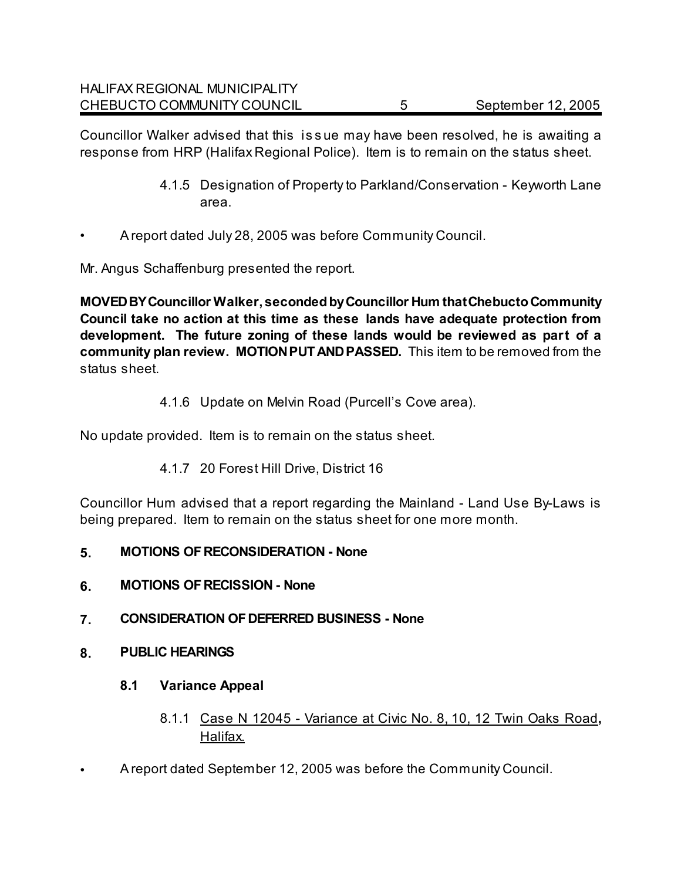Councillor Walker advised that this issue may have been resolved, he is awaiting a response from HRP (Halifax Regional Police). Item is to remain on the status sheet.

4.1.5 Designation of Property to Parkland/Conservation - Keyworth Lane area.

- A report dated July 28, 2005 was before Community Council.

Mr. Angus Schaffenburg presented the report.

**MOVED BY Councillor Walker, seconded by Councillor Hum that Chebucto Community Council take no action at this time as these lands have adequate protection from development. The future zoning of these lands would be reviewed as part of a community plan review. MOTION PUT AND PASSED.** This item to be removed from the status sheet.

4.1.6 Update on Melvin Road (Purcell's Cove area).

No update provided. Item is to remain on the status sheet.

4.1.7 20 Forest Hill Drive, District 16

Councillor Hum advised that a report regarding the Mainland - Land Use By-Laws is being prepared. Item to remain on the status sheet for one more month.

## 5. MOTIONS OF RECONSIDERATION - None

## 6. MOTIONS OF RECISSION - None

## 7. CONSIDERATION OF DEFERRED BUSINESS - None

## 8. PUBLIC HEARINGS

### 8.1 Variance Appeal

8.1.1 Case N 12045 - Variance at Civic No. 8, 10, 12 Twin Oaks Road, Halifax.

- A report dated September 12, 2005 was before the Community Council.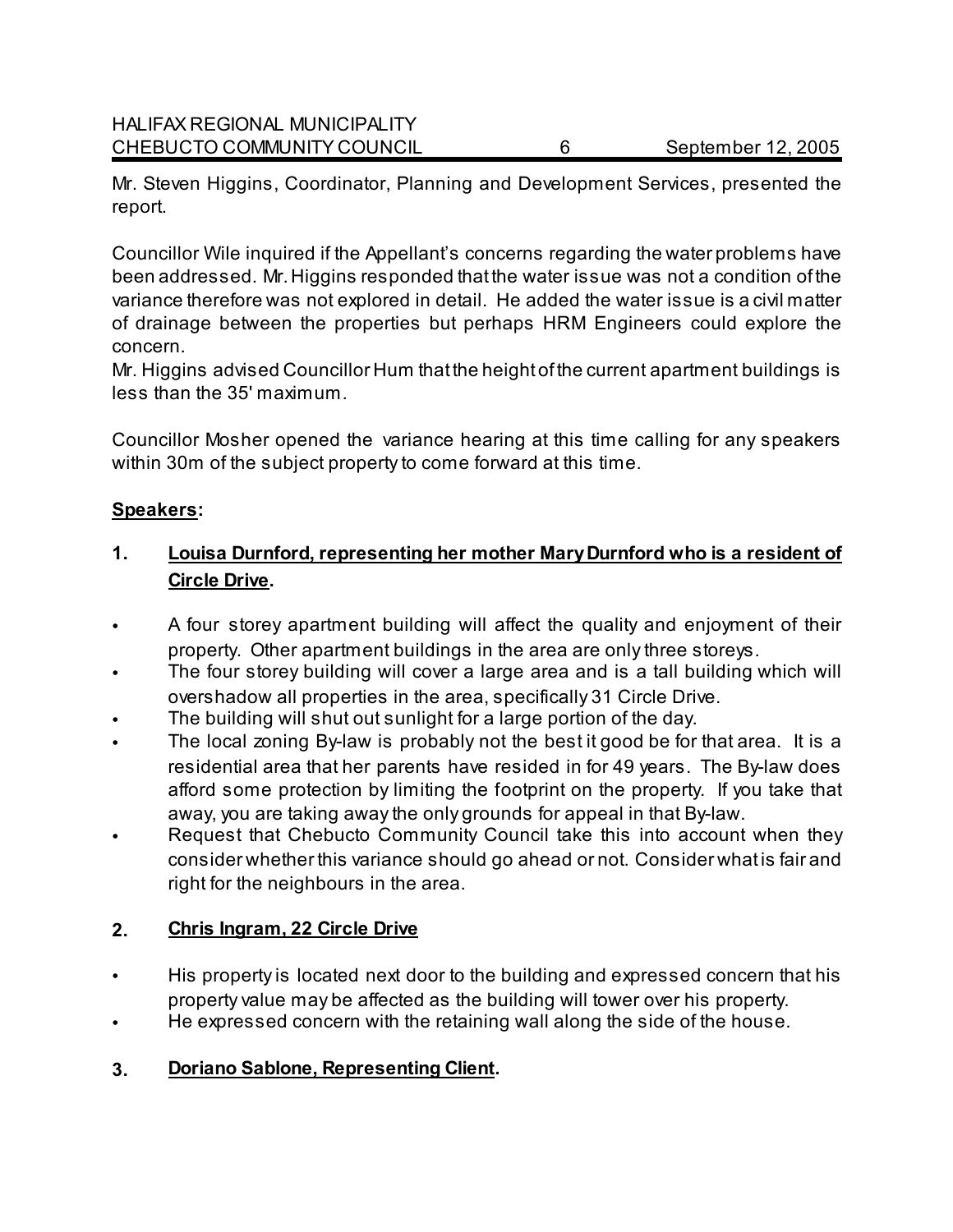Mr. Steven Higgins, Coordinator, Planning and Development Services, presented the report.

Councillor Wile inquired if the Appellant's concerns regarding the water problems have been addressed. Mr. Higgins responded that the water issue was not a condition of the variance therefore was not explored in detail. He added the water issue is a civil matter of drainage between the properties but perhaps HRM Engineers could explore the concern.
Mr. Higgins advised Councillor Hum that the height of the current apartment buildings is less than the 35' maximum.

Councillor Mosher opened the variance hearing at this time calling for any speakers within 30m of the subject property to come forward at this time.

**Speakers:**

**1. Louisa Durnford, representing her mother Mary Durnford who is a resident of Circle Drive.**

- A four storey apartment building will affect the quality and enjoyment of their property. Other apartment buildings in the area are only three storeys.
- The four storey building will cover a large area and is a tall building which will overshadow all properties in the area, specifically 31 Circle Drive.
- The building will shut out sunlight for a large portion of the day.
- The local zoning By-law is probably not the best it good be for that area. It is a residential area that her parents have resided in for 49 years. The By-law does afford some protection by limiting the footprint on the property. If you take that away, you are taking away the only grounds for appeal in that By-law.
- Request that Chebucto Community Council take this into account when they consider whether this variance should go ahead or not. Consider what is fair and right for the neighbours in the area.

**2. Chris Ingram, 22 Circle Drive**

- His property is located next door to the building and expressed concern that his property value may be affected as the building will tower over his property.
- He expressed concern with the retaining wall along the side of the house.

**3. Doriano Sablone, Representing Client.**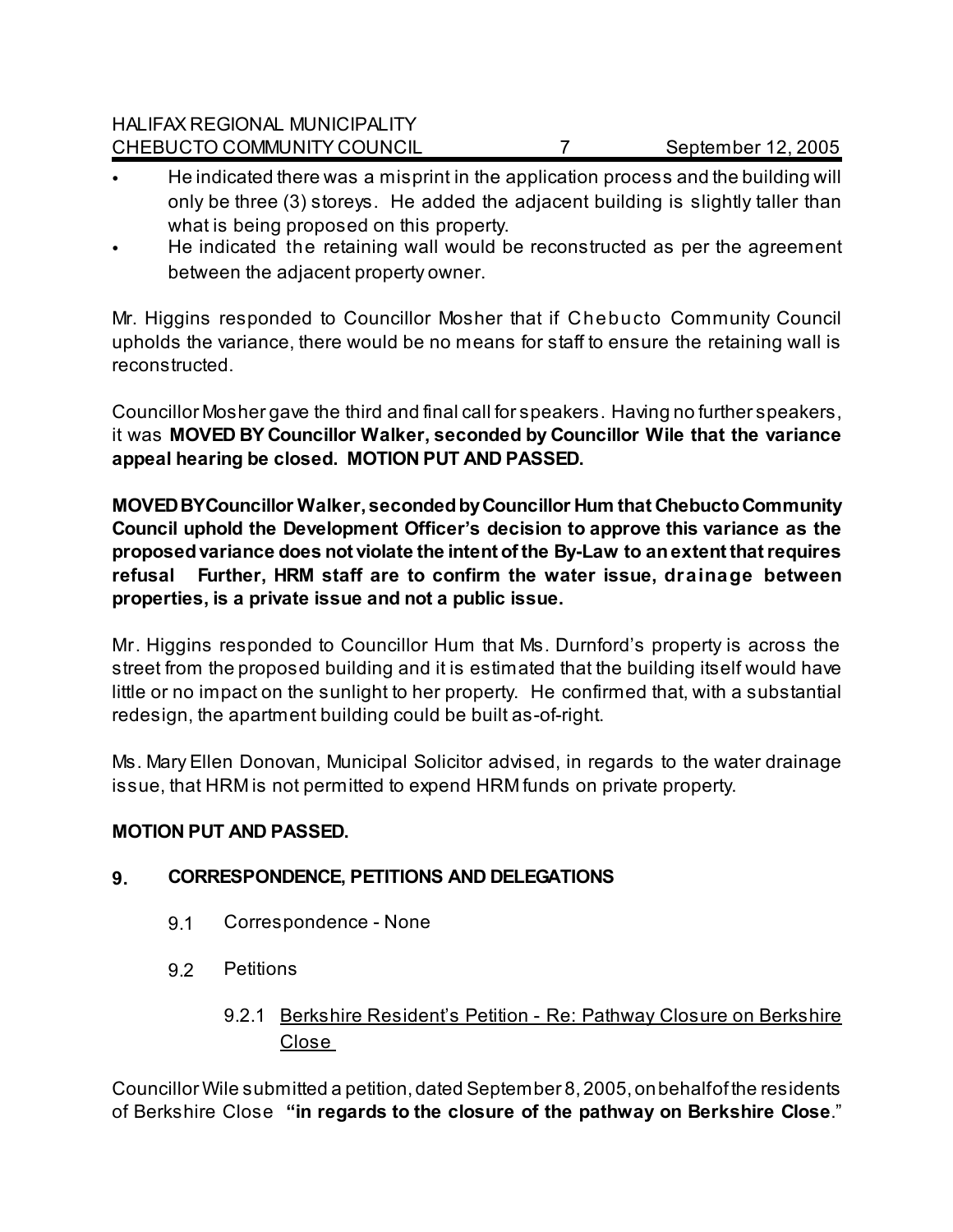- He indicated there was a misprint in the application process and the building will only be three (3) storeys. He added the adjacent building is slightly taller than what is being proposed on this property.
- He indicated the retaining wall would be reconstructed as per the agreement between the adjacent property owner.

Mr. Higgins responded to Councillor Mosher that if Chebucto Community Council upholds the variance, there would be no means for staff to ensure the retaining wall is reconstructed.

Councillor Mosher gave the third and final call for speakers. Having no further speakers, it was **MOVED BY Councillor Walker, seconded by Councillor Wile that the variance appeal hearing be closed. MOTION PUT AND PASSED.**

**MOVED BY Councillor Walker, seconded by Councillor Hum that Chebucto Community Council uphold the Development Officer's decision to approve this variance as the proposed variance does not violate the intent of the By-Law to an extent that requires refusal Further, HRM staff are to confirm the water issue, drainage between properties, is a private issue and not a public issue.**

Mr. Higgins responded to Councillor Hum that Ms. Durnford's property is across the street from the proposed building and it is estimated that the building itself would have little or no impact on the sunlight to her property. He confirmed that, with a substantial redesign, the apartment building could be built as-of-right.

Ms. Mary Ellen Donovan, Municipal Solicitor advised, in regards to the water drainage issue, that HRM is not permitted to expend HRM funds on private property.

**MOTION PUT AND PASSED.**

## 9. CORRESPONDENCE, PETITIONS AND DELEGATIONS

9.1 Correspondence - None

9.2 Petitions

9.2.1 Berkshire Resident's Petition - Re: Pathway Closure on Berkshire Close

Councillor Wile submitted a petition, dated September 8, 2005, on behalf of the residents of Berkshire Close **"in regards to the closure of the pathway on Berkshire Close**."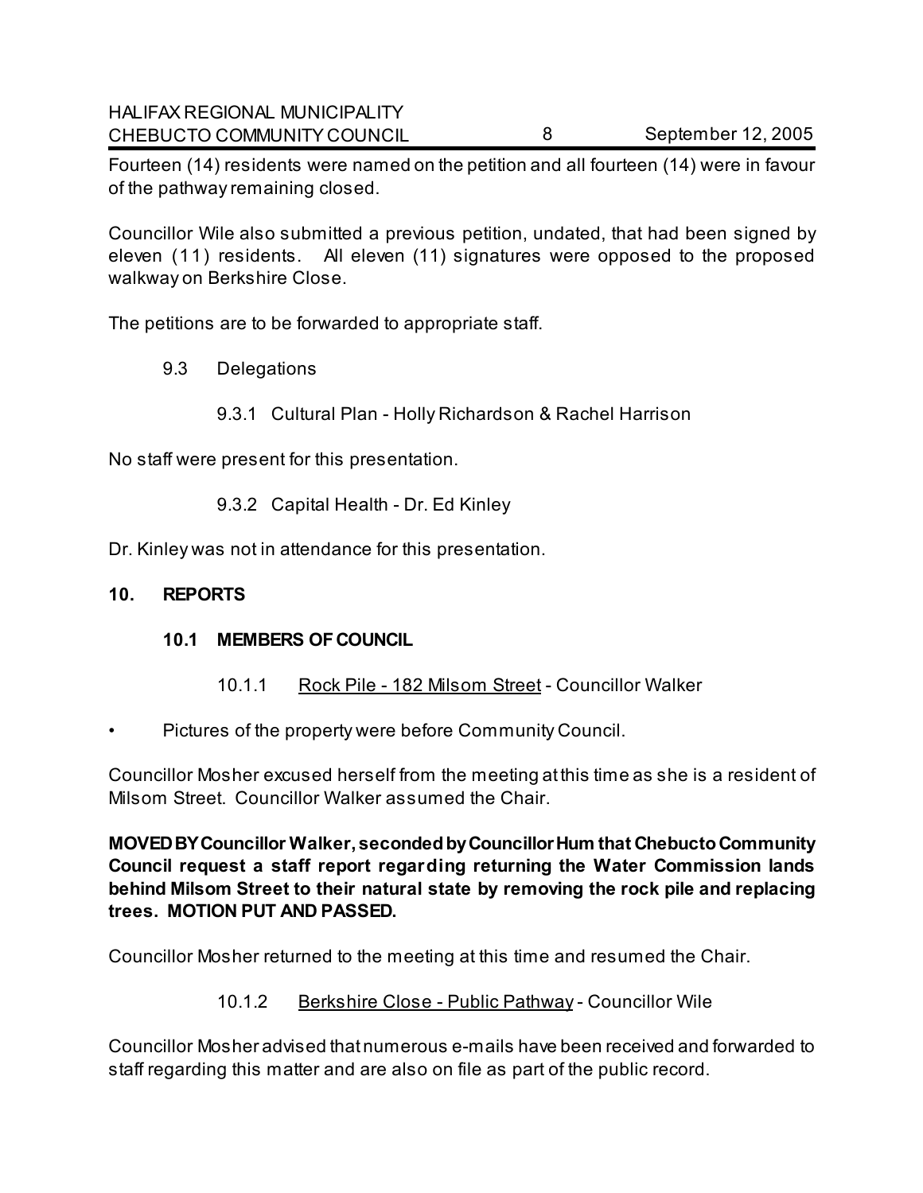Fourteen (14) residents were named on the petition and all fourteen (14) were in favour of the pathway remaining closed.

Councillor Wile also submitted a previous petition, undated, that had been signed by eleven (11) residents. All eleven (11) signatures were opposed to the proposed walkway on Berkshire Close.

The petitions are to be forwarded to appropriate staff.

9.3 Delegations

9.3.1 Cultural Plan - Holly Richardson & Rachel Harrison

No staff were present for this presentation.

9.3.2 Capital Health - Dr. Ed Kinley

Dr. Kinley was not in attendance for this presentation.

## 10. REPORTS

### 10.1 MEMBERS OF COUNCIL

10.1.1 Rock Pile - 182 Milsom Street - Councillor Walker

- Pictures of the property were before Community Council.

Councillor Mosher excused herself from the meeting at this time as she is a resident of Milsom Street. Councillor Walker assumed the Chair.

**MOVED BY Councillor Walker, seconded by Councillor Hum that Chebucto Community Council request a staff report regarding returning the Water Commission lands behind Milsom Street to their natural state by removing the rock pile and replacing trees. MOTION PUT AND PASSED.**

Councillor Mosher returned to the meeting at this time and resumed the Chair.

10.1.2 Berkshire Close - Public Pathway - Councillor Wile

Councillor Mosher advised that numerous e-mails have been received and forwarded to staff regarding this matter and are also on file as part of the public record.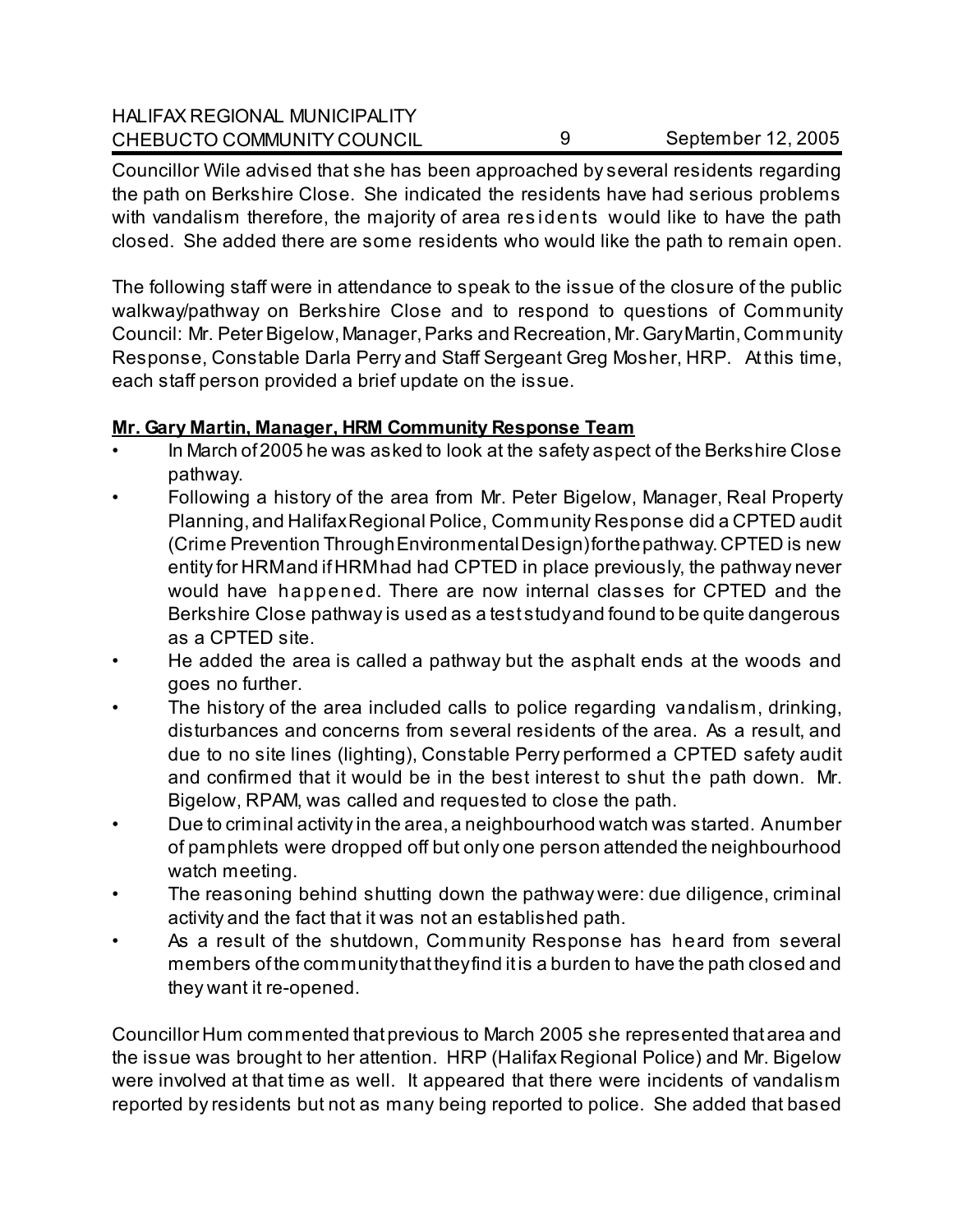Councillor Wile advised that she has been approached by several residents regarding the path on Berkshire Close. She indicated the residents have had serious problems with vandalism therefore, the majority of area residents would like to have the path closed. She added there are some residents who would like the path to remain open.

The following staff were in attendance to speak to the issue of the closure of the public walkway/pathway on Berkshire Close and to respond to questions of Community Council: Mr. Peter Bigelow, Manager, Parks and Recreation, Mr. Gary Martin, Community Response, Constable Darla Perry and Staff Sergeant Greg Mosher, HRP. At this time, each staff person provided a brief update on the issue.

**Mr. Gary Martin, Manager, HRM Community Response Team**

- In March of 2005 he was asked to look at the safety aspect of the Berkshire Close pathway.
- Following a history of the area from Mr. Peter Bigelow, Manager, Real Property Planning, and Halifax Regional Police, Community Response did a CPTED audit (Crime Prevention Through Environmental Design) for the pathway. CPTED is new entity for HRM and if HRM had had CPTED in place previously, the pathway never would have happened. There are now internal classes for CPTED and the Berkshire Close pathway is used as a test study and found to be quite dangerous as a CPTED site.
- He added the area is called a pathway but the asphalt ends at the woods and goes no further.
- The history of the area included calls to police regarding vandalism, drinking, disturbances and concerns from several residents of the area. As a result, and due to no site lines (lighting), Constable Perry performed a CPTED safety audit and confirmed that it would be in the best interest to shut the path down. Mr. Bigelow, RPAM, was called and requested to close the path.
- Due to criminal activity in the area, a neighbourhood watch was started. A number of pamphlets were dropped off but only one person attended the neighbourhood watch meeting.
- The reasoning behind shutting down the pathway were: due diligence, criminal activity and the fact that it was not an established path.
- As a result of the shutdown, Community Response has heard from several members of the community that they find it is a burden to have the path closed and they want it re-opened.

Councillor Hum commented that previous to March 2005 she represented that area and the issue was brought to her attention. HRP (Halifax Regional Police) and Mr. Bigelow were involved at that time as well. It appeared that there were incidents of vandalism reported by residents but not as many being reported to police. She added that based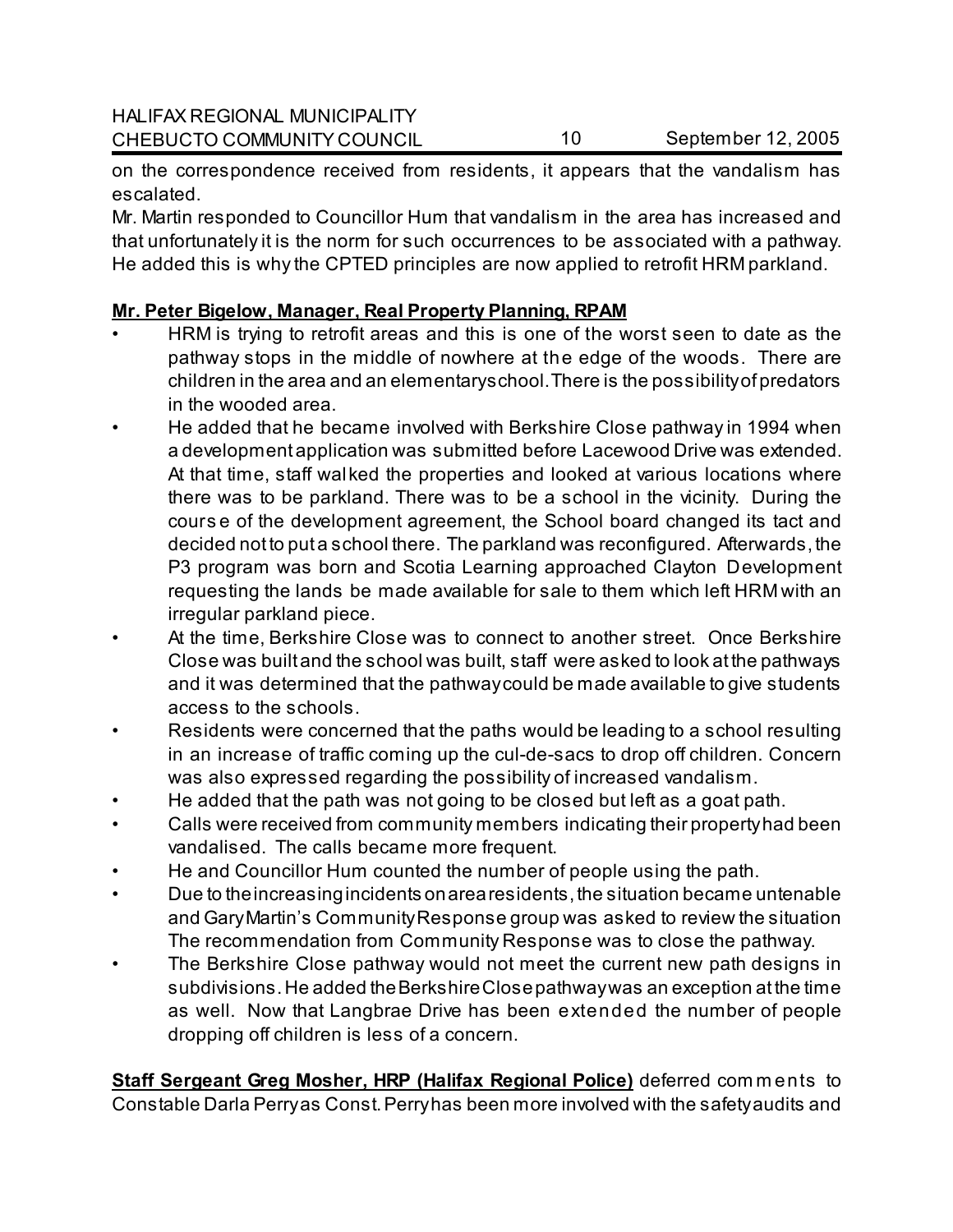on the correspondence received from residents, it appears that the vandalism has escalated.

Mr. Martin responded to Councillor Hum that vandalism in the area has increased and that unfortunately it is the norm for such occurrences to be associated with a pathway. He added this is why the CPTED principles are now applied to retrofit HRM parkland.

**Mr. Peter Bigelow, Manager, Real Property Planning, RPAM**

- HRM is trying to retrofit areas and this is one of the worst seen to date as the pathway stops in the middle of nowhere at the edge of the woods. There are children in the area and an elementary school. There is the possibility of predators in the wooded area.
- He added that he became involved with Berkshire Close pathway in 1994 when a development application was submitted before Lacewood Drive was extended. At that time, staff walked the properties and looked at various locations where there was to be parkland. There was to be a school in the vicinity. During the course of the development agreement, the School board changed its tact and decided not to put a school there. The parkland was reconfigured. Afterwards, the P3 program was born and Scotia Learning approached Clayton Development requesting the lands be made available for sale to them which left HRM with an irregular parkland piece.
- At the time, Berkshire Close was to connect to another street. Once Berkshire Close was built and the school was built, staff were asked to look at the pathways and it was determined that the pathway could be made available to give students access to the schools.
- Residents were concerned that the paths would be leading to a school resulting in an increase of traffic coming up the cul-de-sacs to drop off children. Concern was also expressed regarding the possibility of increased vandalism.
- He added that the path was not going to be closed but left as a goat path.
- Calls were received from community members indicating their property had been vandalised. The calls became more frequent.
- He and Councillor Hum counted the number of people using the path.
- Due to the increasing incidents on area residents, the situation became untenable and Gary Martin's Community Response group was asked to review the situation The recommendation from Community Response was to close the pathway.
- The Berkshire Close pathway would not meet the current new path designs in subdivisions. He added the Berkshire Close pathway was an exception at the time as well. Now that Langbrae Drive has been extended the number of people dropping off children is less of a concern.

**Staff Sergeant Greg Mosher, HRP (Halifax Regional Police)** deferred comments to Constable Darla Perry as Const. Perry has been more involved with the safety audits and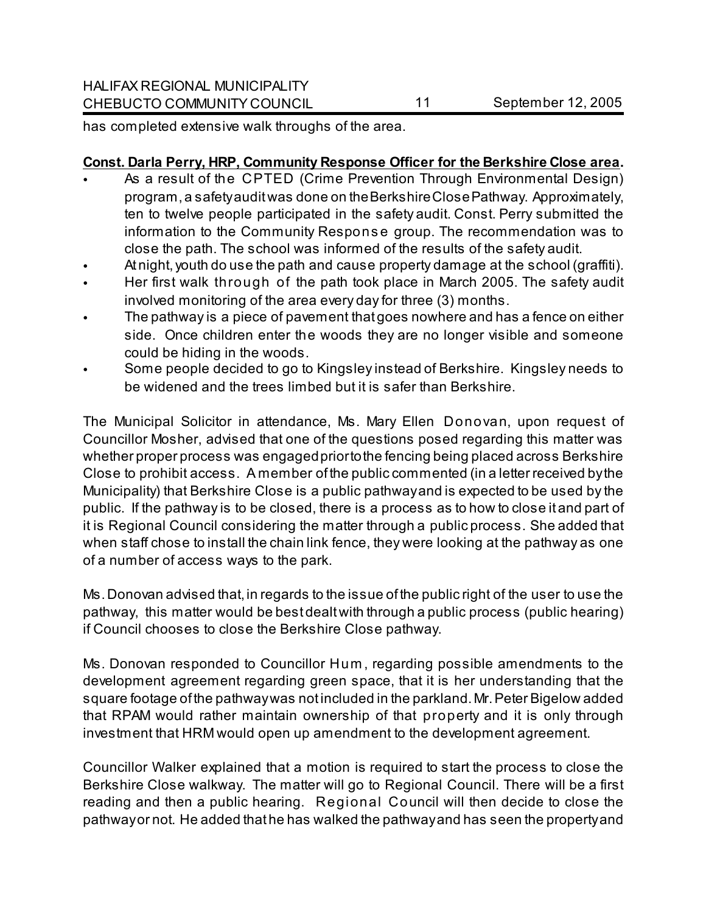has completed extensive walk throughs of the area.

**Const. Darla Perry, HRP, Community Response Officer for the Berkshire Close area.**

- As a result of the CPTED (Crime Prevention Through Environmental Design) program, a safety audit was done on the Berkshire Close Pathway. Approximately, ten to twelve people participated in the safety audit. Const. Perry submitted the information to the Community Response group. The recommendation was to close the path. The school was informed of the results of the safety audit.
- At night, youth do use the path and cause property damage at the school (graffiti).
- Her first walk through of the path took place in March 2005. The safety audit involved monitoring of the area every day for three (3) months.
- The pathway is a piece of pavement that goes nowhere and has a fence on either side. Once children enter the woods they are no longer visible and someone could be hiding in the woods.
- Some people decided to go to Kingsley instead of Berkshire. Kingsley needs to be widened and the trees limbed but it is safer than Berkshire.

The Municipal Solicitor in attendance, Ms. Mary Ellen Donovan, upon request of Councillor Mosher, advised that one of the questions posed regarding this matter was whether proper process was engaged prior to the fencing being placed across Berkshire Close to prohibit access. A member of the public commented (in a letter received by the Municipality) that Berkshire Close is a public pathway and is expected to be used by the public. If the pathway is to be closed, there is a process as to how to close it and part of it is Regional Council considering the matter through a public process. She added that when staff chose to install the chain link fence, they were looking at the pathway as one of a number of access ways to the park.

Ms. Donovan advised that, in regards to the issue of the public right of the user to use the pathway, this matter would be best dealt with through a public process (public hearing) if Council chooses to close the Berkshire Close pathway.

Ms. Donovan responded to Councillor Hum, regarding possible amendments to the development agreement regarding green space, that it is her understanding that the square footage of the pathway was not included in the parkland. Mr. Peter Bigelow added that RPAM would rather maintain ownership of that property and it is only through investment that HRM would open up amendment to the development agreement.

Councillor Walker explained that a motion is required to start the process to close the Berkshire Close walkway. The matter will go to Regional Council. There will be a first reading and then a public hearing. Regional Council will then decide to close the pathway or not. He added that he has walked the pathway and has seen the property and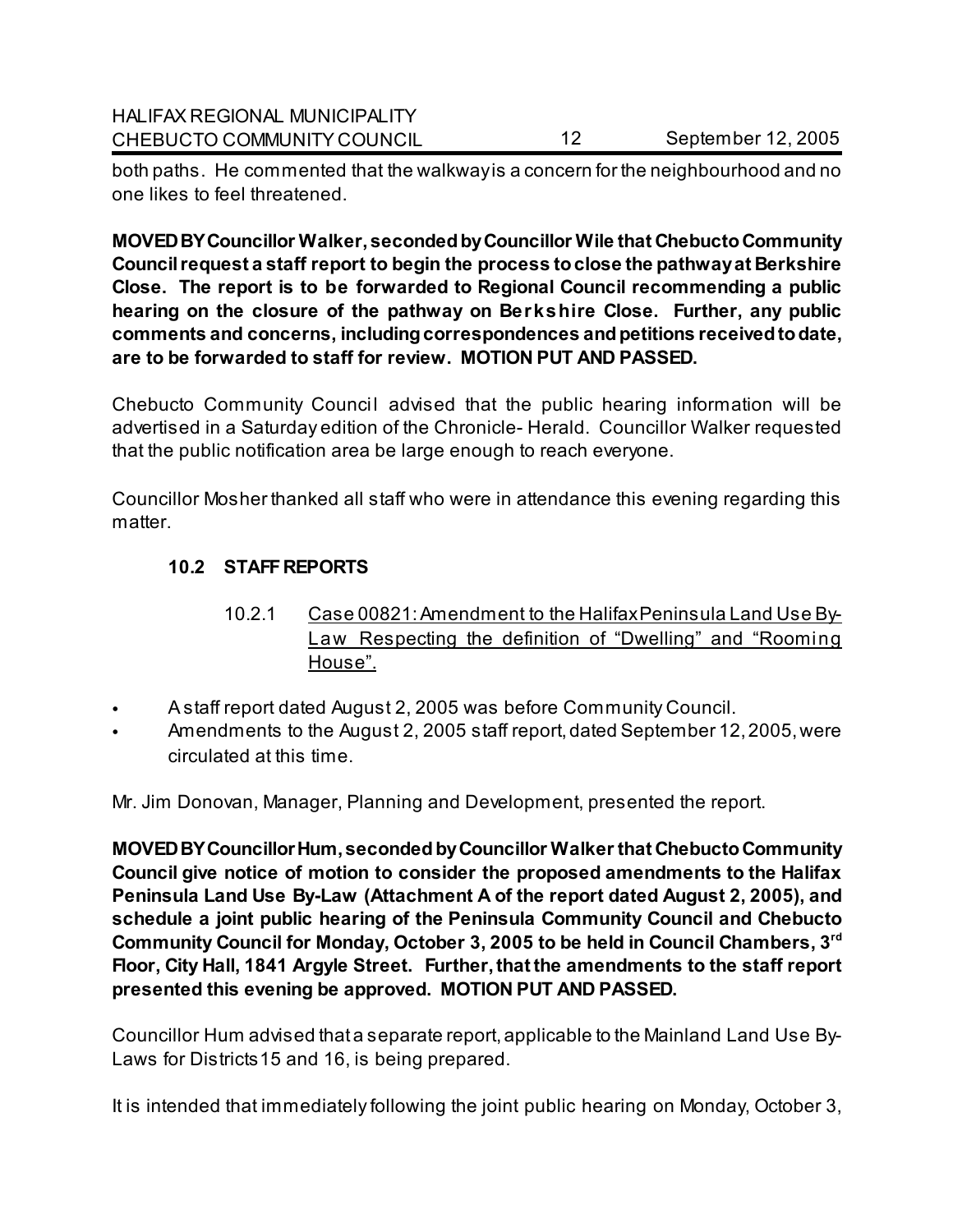both paths. He commented that the walkway is a concern for the neighbourhood and no one likes to feel threatened.

**MOVED BY Councillor Walker, seconded by Councillor Wile that Chebucto Community Council request a staff report to begin the process to close the pathway at Berkshire Close. The report is to be forwarded to Regional Council recommending a public hearing on the closure of the pathway on Berkshire Close. Further, any public comments and concerns, including correspondences and petitions received to date, are to be forwarded to staff for review. MOTION PUT AND PASSED.**

Chebucto Community Council advised that the public hearing information will be advertised in a Saturday edition of the Chronicle- Herald. Councillor Walker requested that the public notification area be large enough to reach everyone.

Councillor Mosher thanked all staff who were in attendance this evening regarding this matter.

### 10.2 STAFF REPORTS

10.2.1 <u>Case 00821: Amendment to the Halifax Peninsula Land Use By-Law Respecting the definition of "Dwelling" and "Rooming House".</u>

- A staff report dated August 2, 2005 was before Community Council.
- Amendments to the August 2, 2005 staff report, dated September 12, 2005, were circulated at this time.

Mr. Jim Donovan, Manager, Planning and Development, presented the report.

**MOVED BY Councillor Hum, seconded by Councillor Walker that Chebucto Community Council give notice of motion to consider the proposed amendments to the Halifax Peninsula Land Use By-Law (Attachment A of the report dated August 2, 2005), and schedule a joint public hearing of the Peninsula Community Council and Chebucto Community Council for Monday, October 3, 2005 to be held in Council Chambers, 3rd Floor, City Hall, 1841 Argyle Street. Further, that the amendments to the staff report presented this evening be approved. MOTION PUT AND PASSED.**

Councillor Hum advised that a separate report, applicable to the Mainland Land Use By-Laws for Districts 15 and 16, is being prepared.

It is intended that immediately following the joint public hearing on Monday, October 3,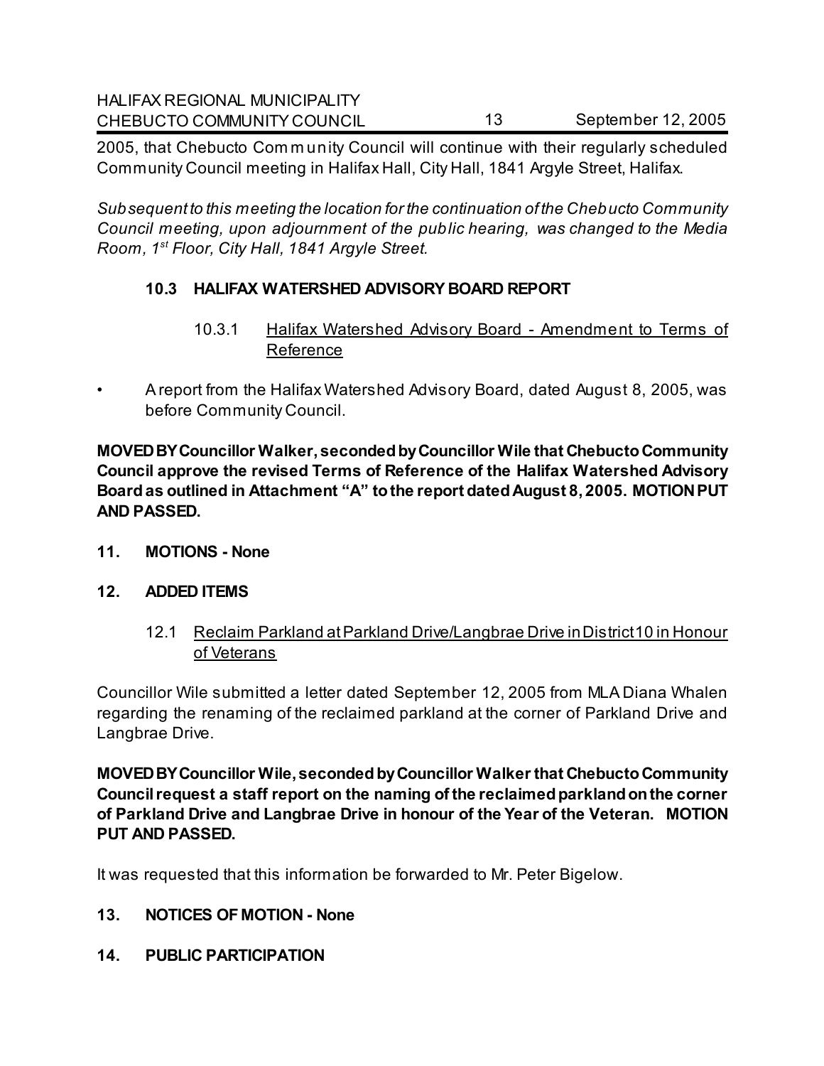2005, that Chebucto Community Council will continue with their regularly scheduled Community Council meeting in Halifax Hall, City Hall, 1841 Argyle Street, Halifax.

*Subsequent to this meeting the location for the continuation of the Chebucto Community Council meeting, upon adjournment of the public hearing, was changed to the Media Room, 1st Floor, City Hall, 1841 Argyle Street.*

### 10.3 HALIFAX WATERSHED ADVISORY BOARD REPORT

10.3.1 Halifax Watershed Advisory Board - Amendment to Terms of Reference

- A report from the Halifax Watershed Advisory Board, dated August 8, 2005, was before Community Council.

**MOVED BY Councillor Walker, seconded by Councillor Wile that Chebucto Community Council approve the revised Terms of Reference of the Halifax Watershed Advisory Board as outlined in Attachment "A" to the report dated August 8, 2005. MOTION PUT AND PASSED.**

## 11. MOTIONS - None

## 12. ADDED ITEMS

12.1 Reclaim Parkland at Parkland Drive/Langbrae Drive in District 10 in Honour of Veterans

Councillor Wile submitted a letter dated September 12, 2005 from MLA Diana Whalen regarding the renaming of the reclaimed parkland at the corner of Parkland Drive and Langbrae Drive.

**MOVED BY Councillor Wile, seconded by Councillor Walker that Chebucto Community Council request a staff report on the naming of the reclaimed parkland on the corner of Parkland Drive and Langbrae Drive in honour of the Year of the Veteran. MOTION PUT AND PASSED.**

It was requested that this information be forwarded to Mr. Peter Bigelow.

## 13. NOTICES OF MOTION - None

## 14. PUBLIC PARTICIPATION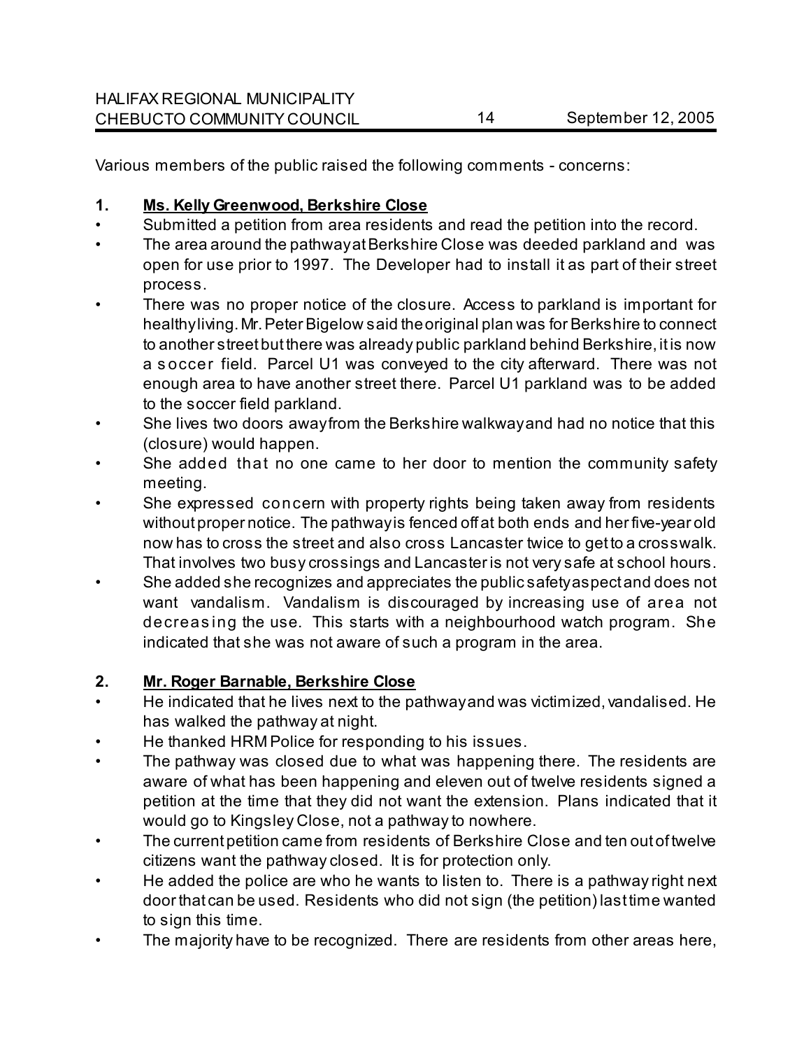Various members of the public raised the following comments - concerns:

**1. Ms. Kelly Greenwood, Berkshire Close**

- Submitted a petition from area residents and read the petition into the record.
- The area around the pathway at Berkshire Close was deeded parkland and was open for use prior to 1997. The Developer had to install it as part of their street process.
- There was no proper notice of the closure. Access to parkland is important for healthy living. Mr. Peter Bigelow said the original plan was for Berkshire to connect to another street but there was already public parkland behind Berkshire, it is now a soccer field. Parcel U1 was conveyed to the city afterward. There was not enough area to have another street there. Parcel U1 parkland was to be added to the soccer field parkland.
- She lives two doors away from the Berkshire walkway and had no notice that this (closure) would happen.
- She added that no one came to her door to mention the community safety meeting.
- She expressed concern with property rights being taken away from residents without proper notice. The pathway is fenced off at both ends and her five-year old now has to cross the street and also cross Lancaster twice to get to a crosswalk. That involves two busy crossings and Lancaster is not very safe at school hours.
- She added she recognizes and appreciates the public safety aspect and does not want vandalism. Vandalism is discouraged by increasing use of area not decreasing the use. This starts with a neighbourhood watch program. She indicated that she was not aware of such a program in the area.

**2. Mr. Roger Barnable, Berkshire Close**

- He indicated that he lives next to the pathway and was victimized, vandalised. He has walked the pathway at night.
- He thanked HRM Police for responding to his issues.
- The pathway was closed due to what was happening there. The residents are aware of what has been happening and eleven out of twelve residents signed a petition at the time that they did not want the extension. Plans indicated that it would go to Kingsley Close, not a pathway to nowhere.
- The current petition came from residents of Berkshire Close and ten out of twelve citizens want the pathway closed. It is for protection only.
- He added the police are who he wants to listen to. There is a pathway right next door that can be used. Residents who did not sign (the petition) last time wanted to sign this time.
- The majority have to be recognized. There are residents from other areas here,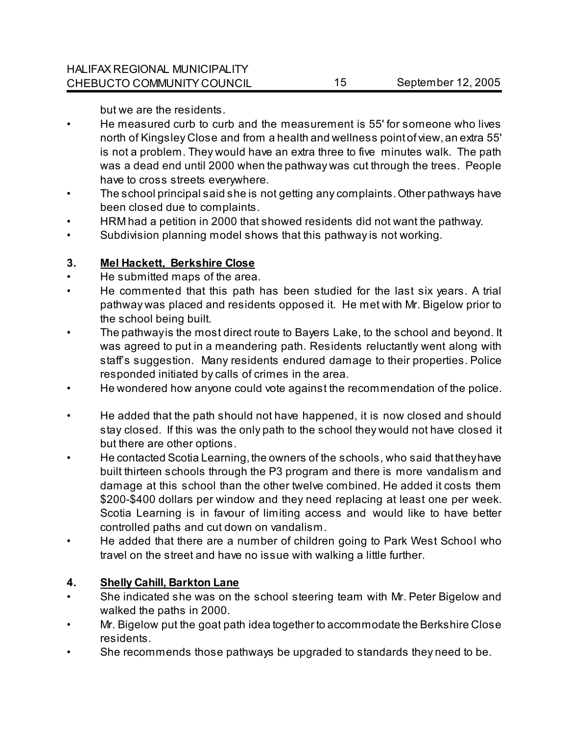but we are the residents.

- He measured curb to curb and the measurement is 55' for someone who lives north of Kingsley Close and from a health and wellness point of view, an extra 55' is not a problem. They would have an extra three to five minutes walk. The path was a dead end until 2000 when the pathway was cut through the trees. People have to cross streets everywhere.
- The school principal said she is not getting any complaints. Other pathways have been closed due to complaints.
- HRM had a petition in 2000 that showed residents did not want the pathway.
- Subdivision planning model shows that this pathway is not working.

**3. Mel Hackett, Berkshire Close**

- He submitted maps of the area.
- He commented that this path has been studied for the last six years. A trial pathway was placed and residents opposed it. He met with Mr. Bigelow prior to the school being built.
- The pathway is the most direct route to Bayers Lake, to the school and beyond. It was agreed to put in a meandering path. Residents reluctantly went along with staff's suggestion. Many residents endured damage to their properties. Police responded initiated by calls of crimes in the area.
- He wondered how anyone could vote against the recommendation of the police.
- He added that the path should not have happened, it is now closed and should stay closed. If this was the only path to the school they would not have closed it but there are other options.
- He contacted Scotia Learning, the owners of the schools, who said that they have built thirteen schools through the P3 program and there is more vandalism and damage at this school than the other twelve combined. He added it costs them $200-$400 dollars per window and they need replacing at least one per week. Scotia Learning is in favour of limiting access and would like to have better controlled paths and cut down on vandalism.
- He added that there are a number of children going to Park West School who travel on the street and have no issue with walking a little further.

**4. Shelly Cahill, Barkton Lane**

- She indicated she was on the school steering team with Mr. Peter Bigelow and walked the paths in 2000.
- Mr. Bigelow put the goat path idea together to accommodate the Berkshire Close residents.
- She recommends those pathways be upgraded to standards they need to be.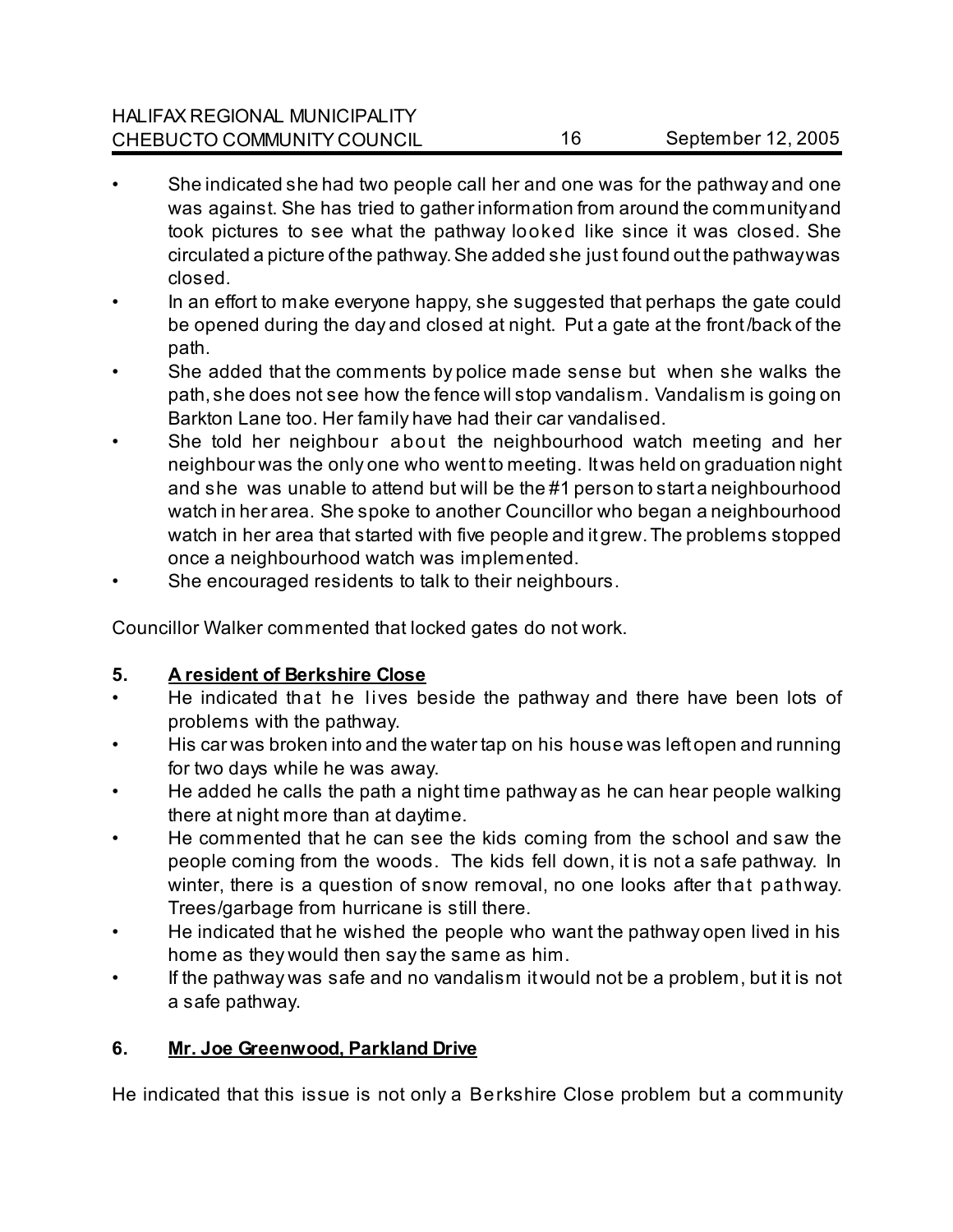- She indicated she had two people call her and one was for the pathway and one was against. She has tried to gather information from around the community and took pictures to see what the pathway looked like since it was closed. She circulated a picture of the pathway. She added she just found out the pathway was closed.
- In an effort to make everyone happy, she suggested that perhaps the gate could be opened during the day and closed at night. Put a gate at the front /back of the path.
- She added that the comments by police made sense but when she walks the path, she does not see how the fence will stop vandalism. Vandalism is going on Barkton Lane too. Her family have had their car vandalised.
- She told her neighbour about the neighbourhood watch meeting and her neighbour was the only one who went to meeting. It was held on graduation night and she was unable to attend but will be the #1 person to start a neighbourhood watch in her area. She spoke to another Councillor who began a neighbourhood watch in her area that started with five people and it grew. The problems stopped once a neighbourhood watch was implemented.
- She encouraged residents to talk to their neighbours.

Councillor Walker commented that locked gates do not work.

**5. <u>A resident of Berkshire Close</u>**

- He indicated that he lives beside the pathway and there have been lots of problems with the pathway.
- His car was broken into and the water tap on his house was left open and running for two days while he was away.
- He added he calls the path a night time pathway as he can hear people walking there at night more than at daytime.
- He commented that he can see the kids coming from the school and saw the people coming from the woods. The kids fell down, it is not a safe pathway. In winter, there is a question of snow removal, no one looks after that pathway. Trees/garbage from hurricane is still there.
- He indicated that he wished the people who want the pathway open lived in his home as they would then say the same as him.
- If the pathway was safe and no vandalism it would not be a problem, but it is not a safe pathway.

**6. <u>Mr. Joe Greenwood, Parkland Drive</u>**

He indicated that this issue is not only a Berkshire Close problem but a community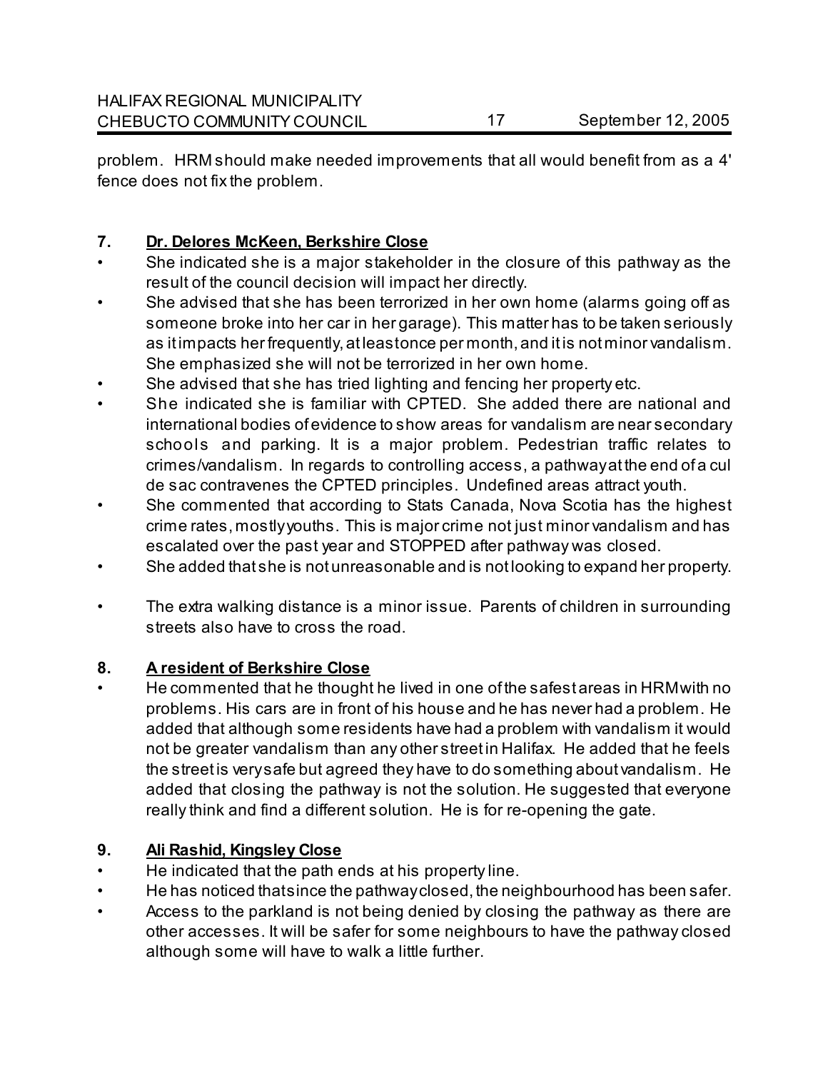problem. HRM should make needed improvements that all would benefit from as a 4' fence does not fix the problem.

**7. Dr. Delores McKeen, Berkshire Close**

- She indicated she is a major stakeholder in the closure of this pathway as the result of the council decision will impact her directly.
- She advised that she has been terrorized in her own home (alarms going off as someone broke into her car in her garage). This matter has to be taken seriously as it impacts her frequently, at least once per month, and it is not minor vandalism. She emphasized she will not be terrorized in her own home.
- She advised that she has tried lighting and fencing her property etc.
- She indicated she is familiar with CPTED. She added there are national and international bodies of evidence to show areas for vandalism are near secondary schools and parking. It is a major problem. Pedestrian traffic relates to crimes/vandalism. In regards to controlling access, a pathway at the end of a cul de sac contravenes the CPTED principles. Undefined areas attract youth.
- She commented that according to Stats Canada, Nova Scotia has the highest crime rates, mostly youths. This is major crime not just minor vandalism and has escalated over the past year and STOPPED after pathway was closed.
- She added that she is not unreasonable and is not looking to expand her property.
- The extra walking distance is a minor issue. Parents of children in surrounding streets also have to cross the road.

**8. A resident of Berkshire Close**

- He commented that he thought he lived in one of the safest areas in HRM with no problems. His cars are in front of his house and he has never had a problem. He added that although some residents have had a problem with vandalism it would not be greater vandalism than any other street in Halifax. He added that he feels the street is very safe but agreed they have to do something about vandalism. He added that closing the pathway is not the solution. He suggested that everyone really think and find a different solution. He is for re-opening the gate.

**9. Ali Rashid, Kingsley Close**

- He indicated that the path ends at his property line.
- He has noticed that since the pathway closed, the neighbourhood has been safer.
- Access to the parkland is not being denied by closing the pathway as there are other accesses. It will be safer for some neighbours to have the pathway closed although some will have to walk a little further.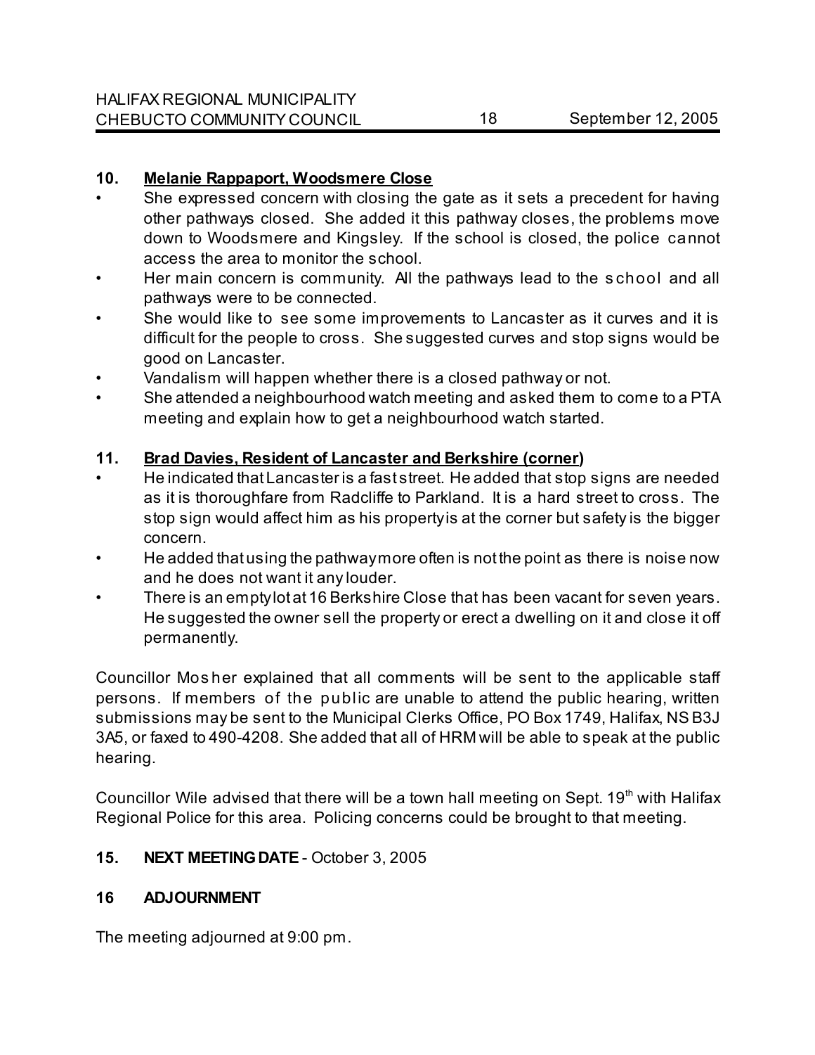**10. Melanie Rappaport, Woodsmere Close**

- She expressed concern with closing the gate as it sets a precedent for having other pathways closed. She added it this pathway closes, the problems move down to Woodsmere and Kingsley. If the school is closed, the police cannot access the area to monitor the school.
- Her main concern is community. All the pathways lead to the school and all pathways were to be connected.
- She would like to see some improvements to Lancaster as it curves and it is difficult for the people to cross. She suggested curves and stop signs would be good on Lancaster.
- Vandalism will happen whether there is a closed pathway or not.
- She attended a neighbourhood watch meeting and asked them to come to a PTA meeting and explain how to get a neighbourhood watch started.

**11. Brad Davies, Resident of Lancaster and Berkshire (corner)**

- He indicated that Lancaster is a fast street. He added that stop signs are needed as it is thoroughfare from Radcliffe to Parkland. It is a hard street to cross. The stop sign would affect him as his property is at the corner but safety is the bigger concern.
- He added that using the pathway more often is not the point as there is noise now and he does not want it any louder.
- There is an empty lot at 16 Berkshire Close that has been vacant for seven years. He suggested the owner sell the property or erect a dwelling on it and close it off permanently.

Councillor Mosher explained that all comments will be sent to the applicable staff persons. If members of the public are unable to attend the public hearing, written submissions may be sent to the Municipal Clerks Office, PO Box 1749, Halifax, NS B3J 3A5, or faxed to 490-4208. She added that all of HRM will be able to speak at the public hearing.

Councillor Wile advised that there will be a town hall meeting on Sept. 19th with Halifax Regional Police for this area. Policing concerns could be brought to that meeting.

**15. NEXT MEETING DATE** - October 3, 2005

**16 ADJOURNMENT**

The meeting adjourned at 9:00 pm.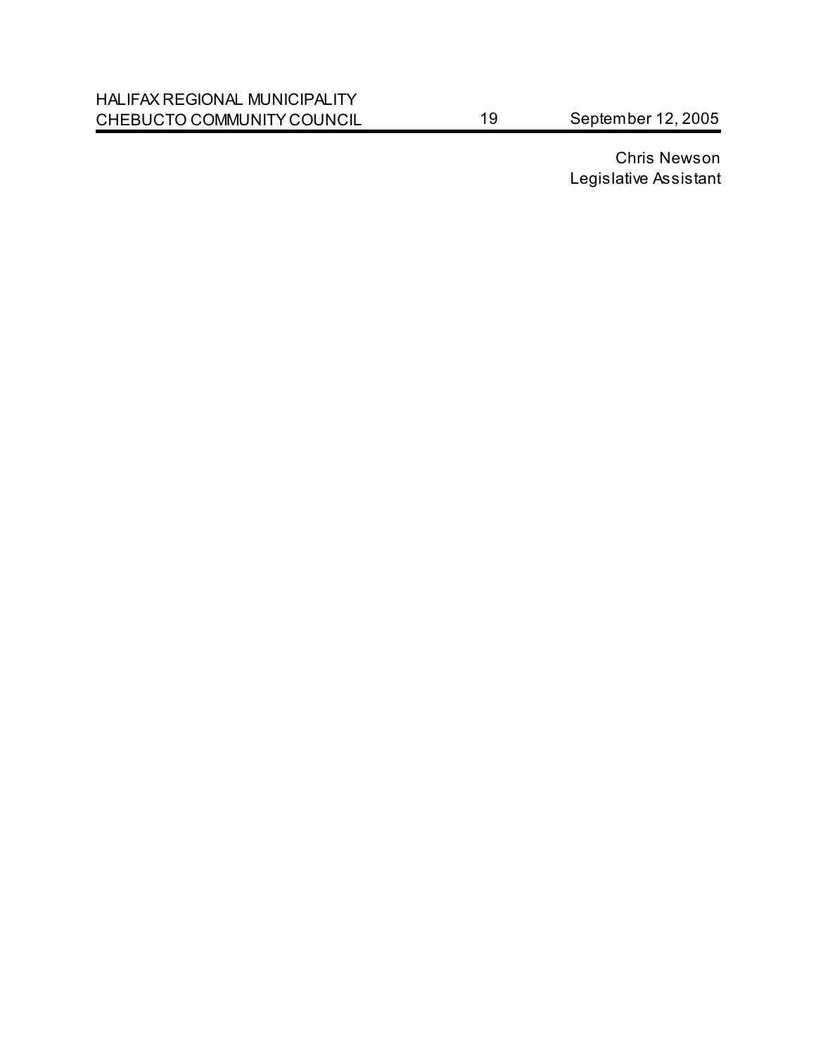Chris Newson
Legislative Assistant